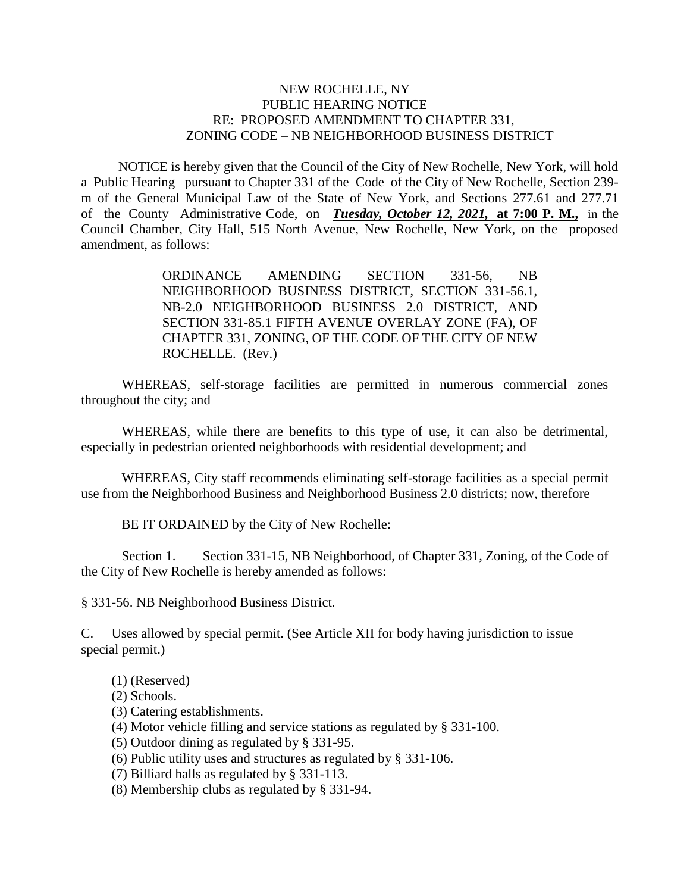NEW ROCHELLE, NY
PUBLIC HEARING NOTICE
RE: PROPOSED AMENDMENT TO CHAPTER 331,
ZONING CODE – NB NEIGHBORHOOD BUSINESS DISTRICT

NOTICE is hereby given that the Council of the City of New Rochelle, New York, will hold a Public Hearing pursuant to Chapter 331 of the Code of the City of New Rochelle, Section 239-m of the General Municipal Law of the State of New York, and Sections 277.61 and 277.71 of the County Administrative Code, on ***Tuesday, October 12, 2021,*** **at 7:00 P. M.,** in the Council Chamber, City Hall, 515 North Avenue, New Rochelle, New York, on the proposed amendment, as follows:

> ORDINANCE AMENDING SECTION 331-56, NB NEIGHBORHOOD BUSINESS DISTRICT, SECTION 331-56.1, NB-2.0 NEIGHBORHOOD BUSINESS 2.0 DISTRICT, AND SECTION 331-85.1 FIFTH AVENUE OVERLAY ZONE (FA), OF CHAPTER 331, ZONING, OF THE CODE OF THE CITY OF NEW ROCHELLE. (Rev.)

WHEREAS, self-storage facilities are permitted in numerous commercial zones throughout the city; and

WHEREAS, while there are benefits to this type of use, it can also be detrimental, especially in pedestrian oriented neighborhoods with residential development; and

WHEREAS, City staff recommends eliminating self-storage facilities as a special permit use from the Neighborhood Business and Neighborhood Business 2.0 districts; now, therefore

BE IT ORDAINED by the City of New Rochelle:

Section 1. Section 331-15, NB Neighborhood, of Chapter 331, Zoning, of the Code of the City of New Rochelle is hereby amended as follows:

§ 331-56. NB Neighborhood Business District.

C. Uses allowed by special permit. (See Article XII for body having jurisdiction to issue special permit.)

(1) (Reserved)
(2) Schools.
(3) Catering establishments.
(4) Motor vehicle filling and service stations as regulated by § 331-100.
(5) Outdoor dining as regulated by § 331-95.
(6) Public utility uses and structures as regulated by § 331-106.
(7) Billiard halls as regulated by § 331-113.
(8) Membership clubs as regulated by § 331-94.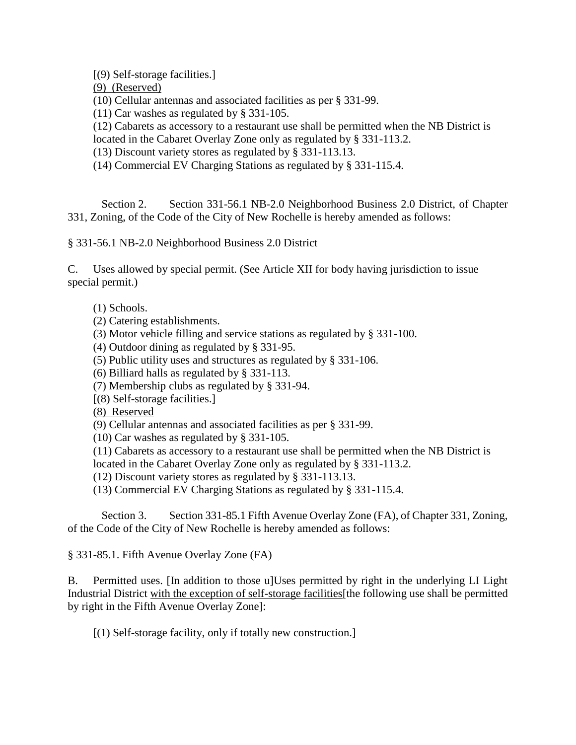[(9) Self-storage facilities.]

<u>(9) (Reserved)</u>

(10) Cellular antennas and associated facilities as per § 331-99.

(11) Car washes as regulated by § 331-105.

(12) Cabarets as accessory to a restaurant use shall be permitted when the NB District is located in the Cabaret Overlay Zone only as regulated by § 331-113.2.

(13) Discount variety stores as regulated by § 331-113.13.

(14) Commercial EV Charging Stations as regulated by § 331-115.4.

Section 2. Section 331-56.1 NB-2.0 Neighborhood Business 2.0 District, of Chapter 331, Zoning, of the Code of the City of New Rochelle is hereby amended as follows:

§ 331-56.1 NB-2.0 Neighborhood Business 2.0 District

C. Uses allowed by special permit. (See Article XII for body having jurisdiction to issue special permit.)

(1) Schools.

(2) Catering establishments.

(3) Motor vehicle filling and service stations as regulated by § 331-100.

(4) Outdoor dining as regulated by § 331-95.

(5) Public utility uses and structures as regulated by § 331-106.

(6) Billiard halls as regulated by § 331-113.

(7) Membership clubs as regulated by § 331-94.

[(8) Self-storage facilities.]

<u>(8) Reserved</u>

(9) Cellular antennas and associated facilities as per § 331-99.

(10) Car washes as regulated by § 331-105.

(11) Cabarets as accessory to a restaurant use shall be permitted when the NB District is located in the Cabaret Overlay Zone only as regulated by § 331-113.2.

(12) Discount variety stores as regulated by § 331-113.13.

(13) Commercial EV Charging Stations as regulated by § 331-115.4.

Section 3. Section 331-85.1 Fifth Avenue Overlay Zone (FA), of Chapter 331, Zoning, of the Code of the City of New Rochelle is hereby amended as follows:

§ 331-85.1. Fifth Avenue Overlay Zone (FA)

B. Permitted uses. [In addition to those u]Uses permitted by right in the underlying LI Light Industrial District <u>with the exception of self-storage facilities</u>[the following use shall be permitted by right in the Fifth Avenue Overlay Zone]:

[(1) Self-storage facility, only if totally new construction.]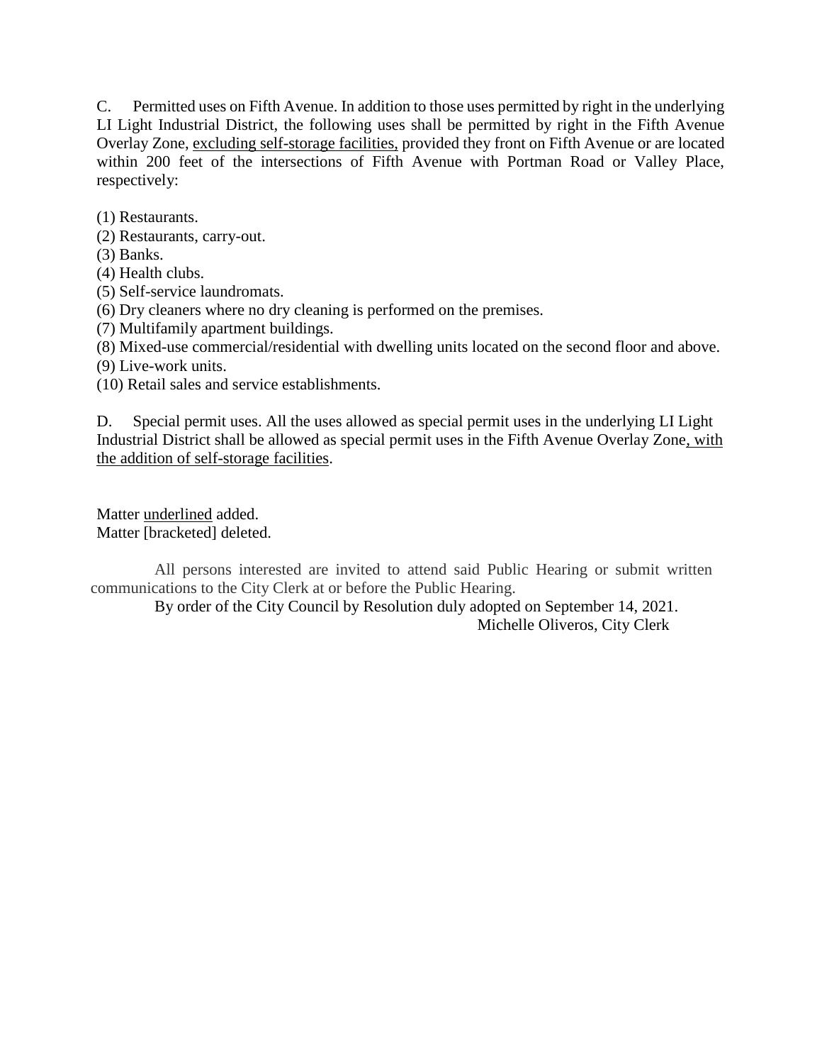C. Permitted uses on Fifth Avenue. In addition to those uses permitted by right in the underlying LI Light Industrial District, the following uses shall be permitted by right in the Fifth Avenue Overlay Zone, <u>excluding self-storage facilities,</u> provided they front on Fifth Avenue or are located within 200 feet of the intersections of Fifth Avenue with Portman Road or Valley Place, respectively:

(1) Restaurants.
(2) Restaurants, carry-out.
(3) Banks.
(4) Health clubs.
(5) Self-service laundromats.
(6) Dry cleaners where no dry cleaning is performed on the premises.
(7) Multifamily apartment buildings.
(8) Mixed-use commercial/residential with dwelling units located on the second floor and above.
(9) Live-work units.
(10) Retail sales and service establishments.

D. Special permit uses. All the uses allowed as special permit uses in the underlying LI Light Industrial District shall be allowed as special permit uses in the Fifth Avenue Overlay Zone<u>, with the addition of self-storage facilities</u>.

Matter <u>underlined</u> added.
Matter [bracketed] deleted.

All persons interested are invited to attend said Public Hearing or submit written communications to the City Clerk at or before the Public Hearing.

By order of the City Council by Resolution duly adopted on September 14, 2021.

Michelle Oliveros, City Clerk